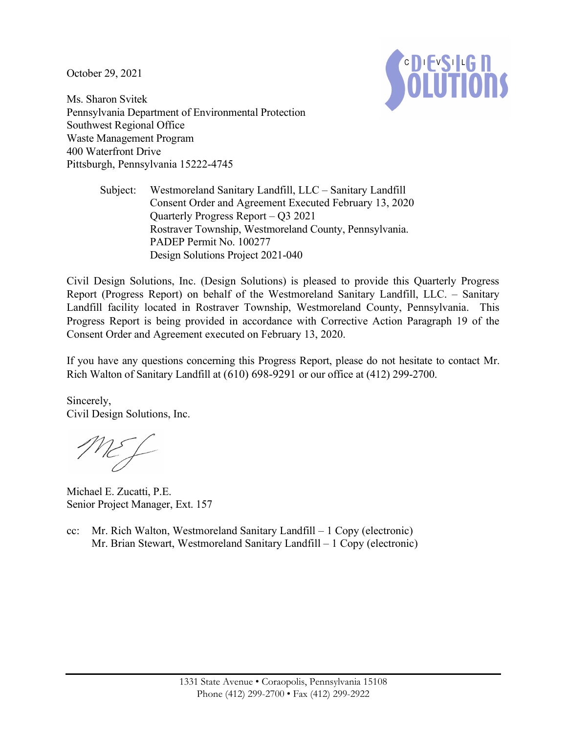October 29, 2021

Ms. Sharon Svitek
Pennsylvania Department of Environmental Protection
Southwest Regional Office
Waste Management Program
400 Waterfront Drive
Pittsburgh, Pennsylvania 15222-4745

Subject: Westmoreland Sanitary Landfill, LLC – Sanitary Landfill
Consent Order and Agreement Executed February 13, 2020
Quarterly Progress Report – Q3 2021
Rostraver Township, Westmoreland County, Pennsylvania.
PADEP Permit No. 100277
Design Solutions Project 2021-040

Civil Design Solutions, Inc. (Design Solutions) is pleased to provide this Quarterly Progress Report (Progress Report) on behalf of the Westmoreland Sanitary Landfill, LLC. – Sanitary Landfill facility located in Rostraver Township, Westmoreland County, Pennsylvania. This Progress Report is being provided in accordance with Corrective Action Paragraph 19 of the Consent Order and Agreement executed on February 13, 2020.

If you have any questions concerning this Progress Report, please do not hesitate to contact Mr. Rich Walton of Sanitary Landfill at (610) 698-9291 or our office at (412) 299-2700.

Sincerely,
Civil Design Solutions, Inc.

Michael E. Zucatti, P.E.
Senior Project Manager, Ext. 157

cc: Mr. Rich Walton, Westmoreland Sanitary Landfill – 1 Copy (electronic)
Mr. Brian Stewart, Westmoreland Sanitary Landfill – 1 Copy (electronic)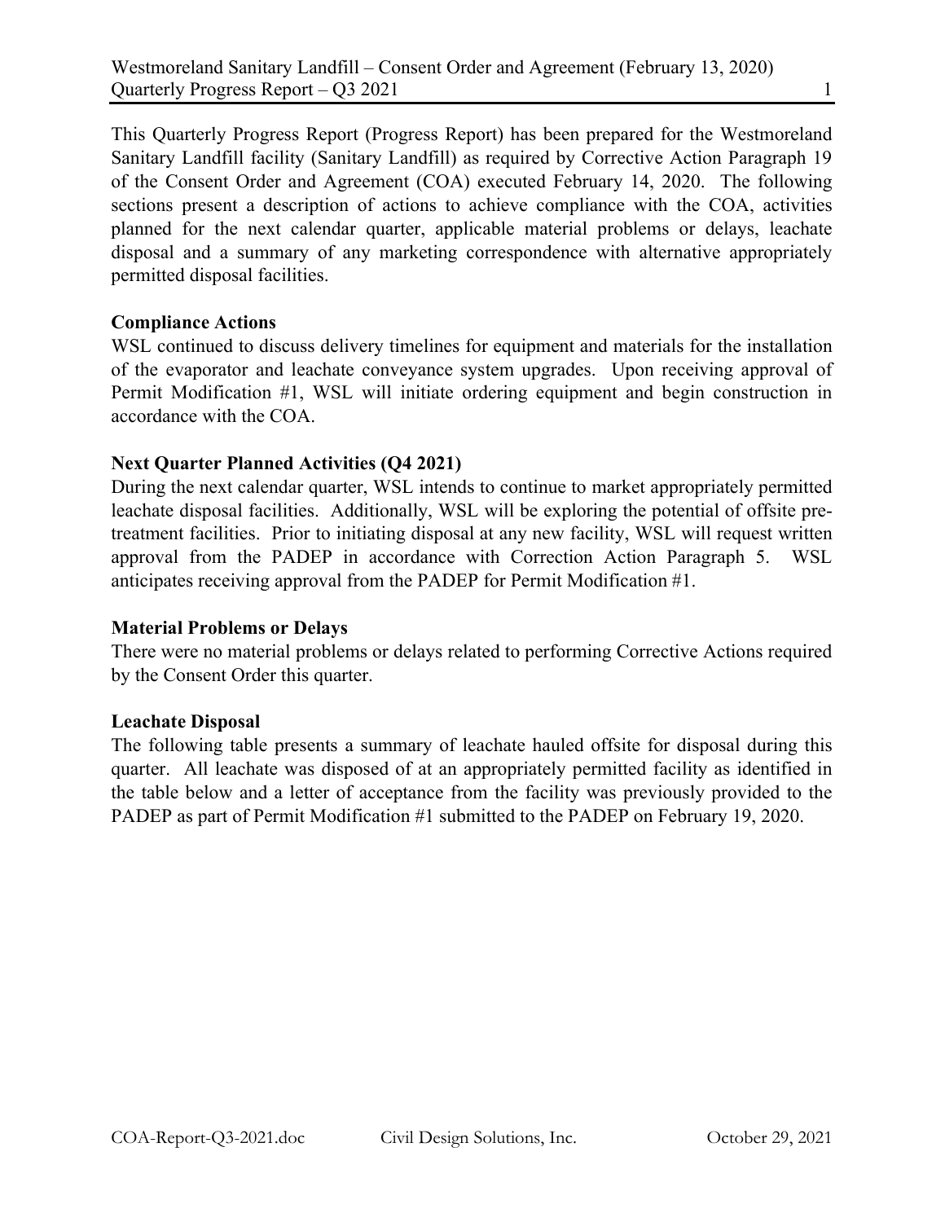This Quarterly Progress Report (Progress Report) has been prepared for the Westmoreland Sanitary Landfill facility (Sanitary Landfill) as required by Corrective Action Paragraph 19 of the Consent Order and Agreement (COA) executed February 14, 2020. The following sections present a description of actions to achieve compliance with the COA, activities planned for the next calendar quarter, applicable material problems or delays, leachate disposal and a summary of any marketing correspondence with alternative appropriately permitted disposal facilities.

**Compliance Actions**

WSL continued to discuss delivery timelines for equipment and materials for the installation of the evaporator and leachate conveyance system upgrades. Upon receiving approval of Permit Modification #1, WSL will initiate ordering equipment and begin construction in accordance with the COA.

**Next Quarter Planned Activities (Q4 2021)**

During the next calendar quarter, WSL intends to continue to market appropriately permitted leachate disposal facilities. Additionally, WSL will be exploring the potential of offsite pre-treatment facilities. Prior to initiating disposal at any new facility, WSL will request written approval from the PADEP in accordance with Correction Action Paragraph 5. WSL anticipates receiving approval from the PADEP for Permit Modification #1.

**Material Problems or Delays**

There were no material problems or delays related to performing Corrective Actions required by the Consent Order this quarter.

**Leachate Disposal**

The following table presents a summary of leachate hauled offsite for disposal during this quarter. All leachate was disposed of at an appropriately permitted facility as identified in the table below and a letter of acceptance from the facility was previously provided to the PADEP as part of Permit Modification #1 submitted to the PADEP on February 19, 2020.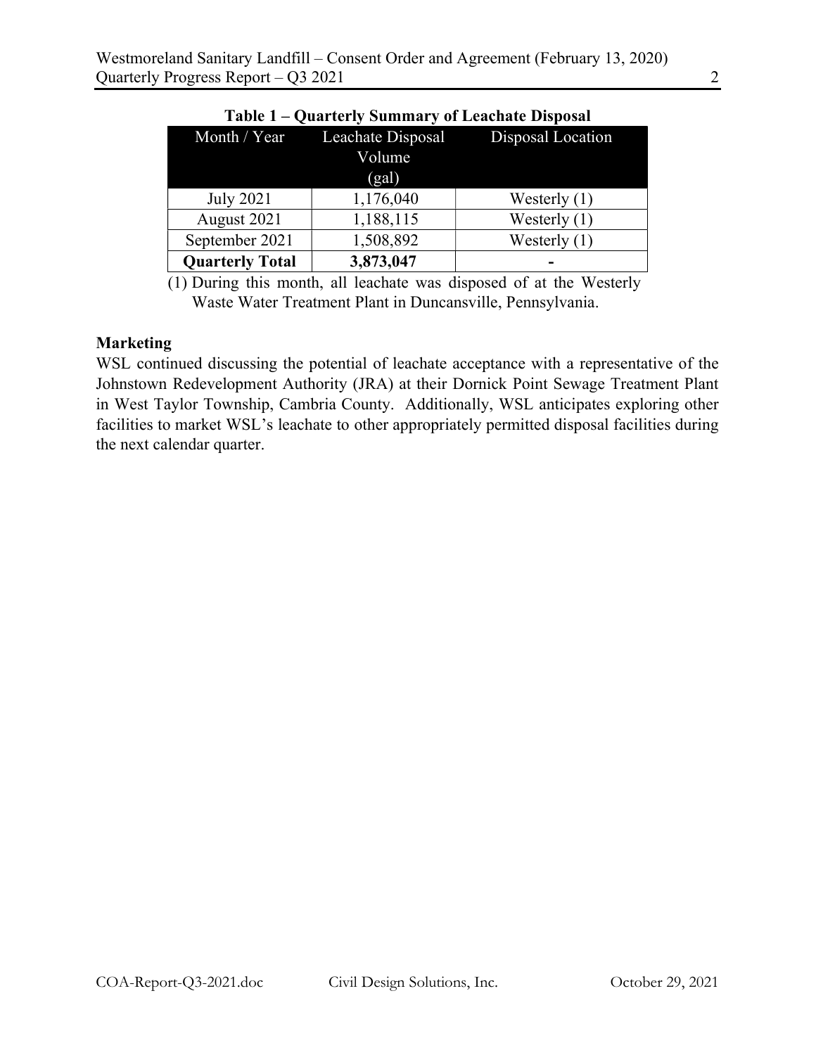**Table 1 – Quarterly Summary of Leachate Disposal**

| Month / Year | Leachate Disposal Volume (gal) | Disposal Location |
|---|---|---|
| July 2021 | 1,176,040 | Westerly (1) |
| August 2021 | 1,188,115 | Westerly (1) |
| September 2021 | 1,508,892 | Westerly (1) |
| **Quarterly Total** | **3,873,047** | **-** |

(1) During this month, all leachate was disposed of at the Westerly Waste Water Treatment Plant in Duncansville, Pennsylvania.

**Marketing**

WSL continued discussing the potential of leachate acceptance with a representative of the Johnstown Redevelopment Authority (JRA) at their Dornick Point Sewage Treatment Plant in West Taylor Township, Cambria County. Additionally, WSL anticipates exploring other facilities to market WSL's leachate to other appropriately permitted disposal facilities during the next calendar quarter.